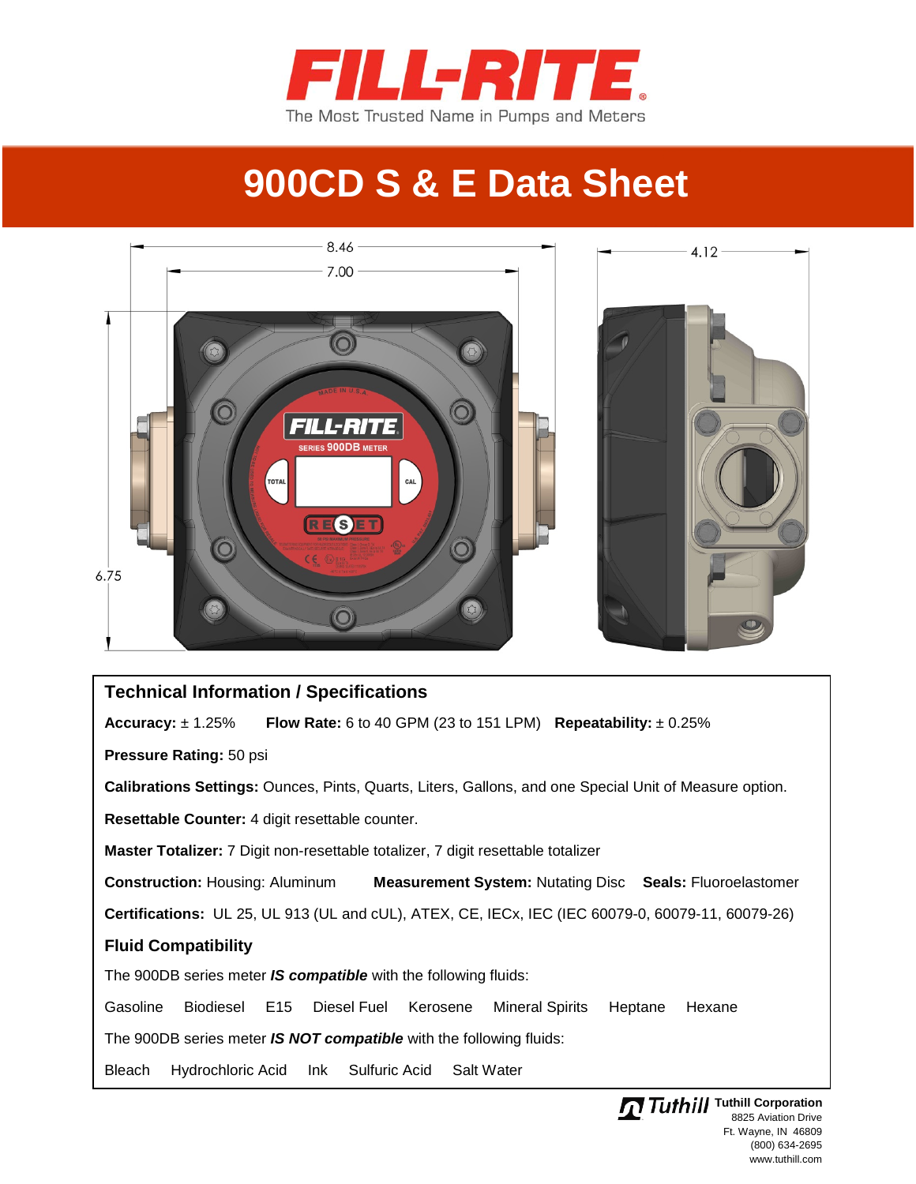# FILL-RITE

The Most Trusted Name in Pumps and Meters

# 900CD S & E Data Sheet

8.46

7.00

4.12

6.75

## Technical Information / Specifications

**Accuracy:** ± 1.25% **Flow Rate:** 6 to 40 GPM (23 to 151 LPM) **Repeatability:** ± 0.25%

**Pressure Rating:** 50 psi

**Calibrations Settings:** Ounces, Pints, Quarts, Liters, Gallons, and one Special Unit of Measure option.

**Resettable Counter:** 4 digit resettable counter.

**Master Totalizer:** 7 Digit non-resettable totalizer, 7 digit resettable totalizer

**Construction:** Housing: Aluminum **Measurement System:** Nutating Disc **Seals:** Fluoroelastomer

**Certifications:** UL 25, UL 913 (UL and cUL), ATEX, CE, IECx, IEC (IEC 60079-0, 60079-11, 60079-26)

### Fluid Compatibility

The 900DB series meter ***IS compatible*** with the following fluids:

Gasoline Biodiesel E15 Diesel Fuel Kerosene Mineral Spirits Heptane Hexane

The 900DB series meter ***IS NOT compatible*** with the following fluids:

Bleach Hydrochloric Acid Ink Sulfuric Acid Salt Water

**Tuthill Corporation**
8825 Aviation Drive
Ft. Wayne, IN 46809
(800) 634-2695
www.tuthill.com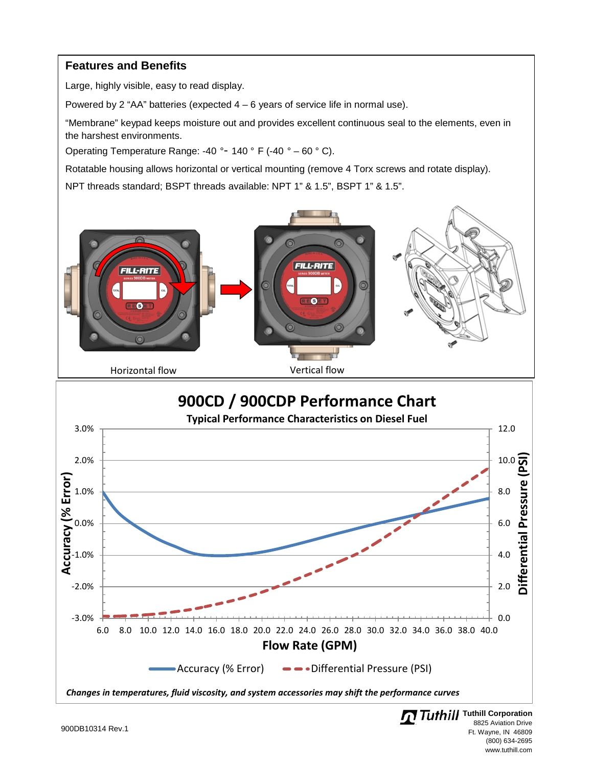## Features and Benefits

Large, highly visible, easy to read display.

Powered by 2 “AA” batteries (expected 4 – 6 years of service life in normal use).

“Membrane” keypad keeps moisture out and provides excellent continuous seal to the elements, even in the harshest environments.

Operating Temperature Range: -40 °- 140 ° F (-40 ° – 60 ° C).

Rotatable housing allows horizontal or vertical mounting (remove 4 Torx screws and rotate display).

NPT threads standard; BSPT threads available: NPT 1” & 1.5”, BSPT 1” & 1.5”.

Horizontal flow

Vertical flow

900CD / 900CDP Performance Chart

Typical Performance Characteristics on Diesel Fuel

Accuracy (% Error): 3.0%, 2.0%, 1.0%, 0.0%, -1.0%, -2.0%, -3.0%

Differential Pressure (PSI): 12.0, 10.0, 8.0, 6.0, 4.0, 2.0, 0.0

Flow Rate (GPM): 6.0, 8.0, 10.0, 12.0, 14.0, 16.0, 18.0, 20.0, 22.0, 24.0, 26.0, 28.0, 30.0, 32.0, 34.0, 36.0, 38.0, 40.0

Accuracy (% Error) | Differential Pressure (PSI)

*Changes in temperatures, fluid viscosity, and system accessories may shift the performance curves*

900DB10314 Rev.1

**Tuthill Corporation**
8825 Aviation Drive
Ft. Wayne, IN 46809
(800) 634-2695
www.tuthill.com